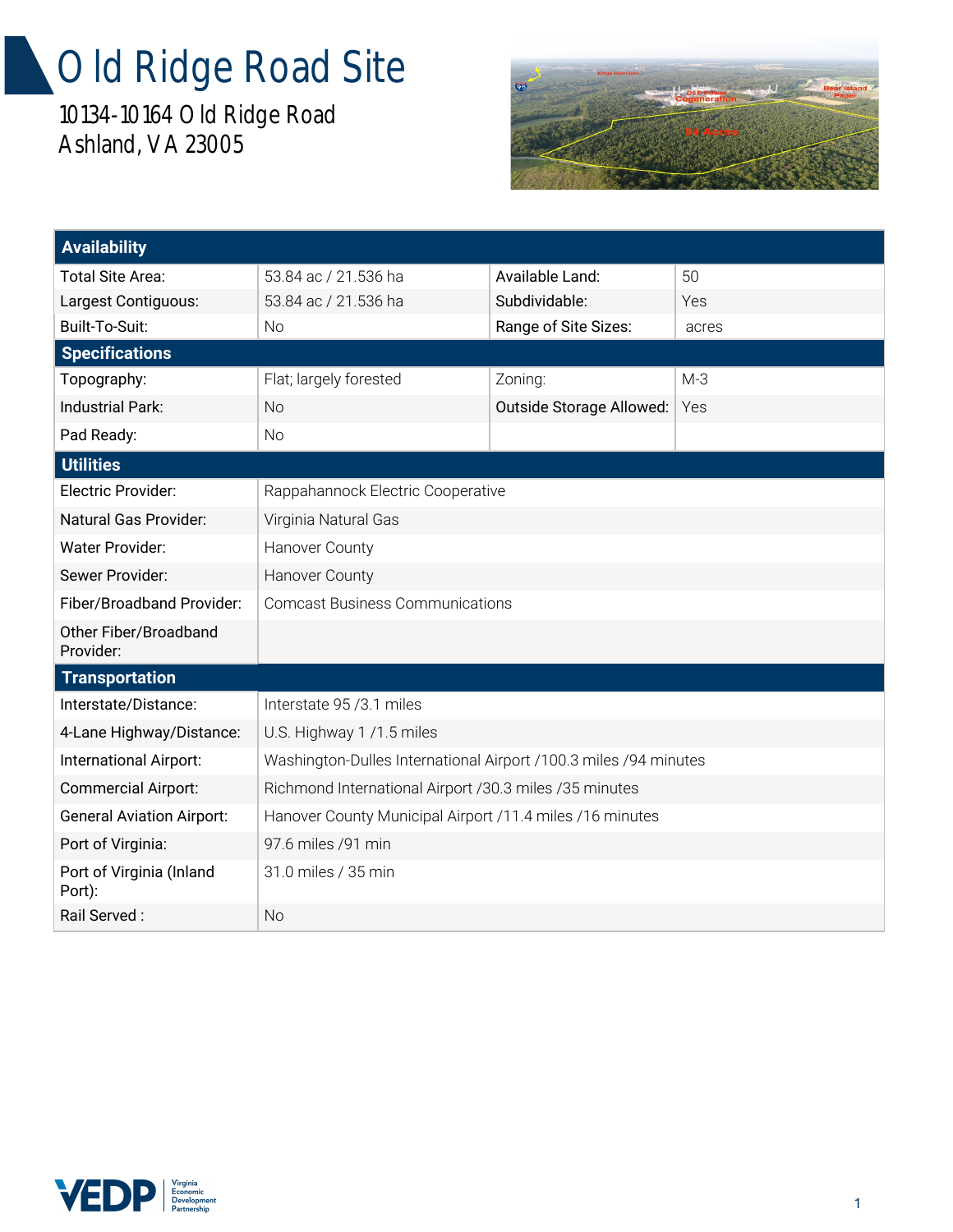# Old Ridge Road Site

10134-10164 Old Ridge Road
Ashland, VA 23005

| **Availability** | | | |
|---|---|---|---|
| Total Site Area: | 53.84 ac / 21.536 ha | Available Land: | 50 |
| Largest Contiguous: | 53.84 ac / 21.536 ha | Subdividable: | Yes |
| Built-To-Suit: | No | Range of Site Sizes: | acres |
| **Specifications** | | | |
| Topography: | Flat; largely forested | Zoning: | M-3 |
| Industrial Park: | No | Outside Storage Allowed: | Yes |
| Pad Ready: | No | | |
| **Utilities** | | | |
| Electric Provider: | Rappahannock Electric Cooperative | | |
| Natural Gas Provider: | Virginia Natural Gas | | |
| Water Provider: | Hanover County | | |
| Sewer Provider: | Hanover County | | |
| Fiber/Broadband Provider: | Comcast Business Communications | | |
| Other Fiber/Broadband Provider: | | | |
| **Transportation** | | | |
| Interstate/Distance: | Interstate 95 /3.1 miles | | |
| 4-Lane Highway/Distance: | U.S. Highway 1 /1.5 miles | | |
| International Airport: | Washington-Dulles International Airport /100.3 miles /94 minutes | | |
| Commercial Airport: | Richmond International Airport /30.3 miles /35 minutes | | |
| General Aviation Airport: | Hanover County Municipal Airport /11.4 miles /16 minutes | | |
| Port of Virginia: | 97.6 miles /91 min | | |
| Port of Virginia (Inland Port): | 31.0 miles / 35 min | | |
| Rail Served : | No | | |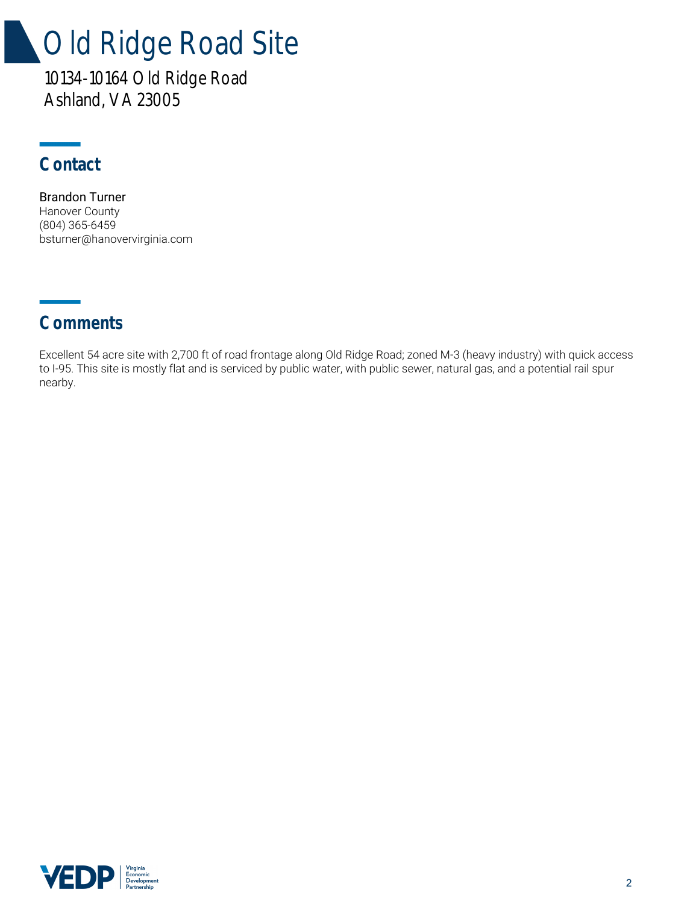# Old Ridge Road Site

10134-10164 Old Ridge Road
Ashland, VA 23005

## Contact

Brandon Turner
Hanover County
(804) 365-6459
bsturner@hanovervirginia.com

## Comments

Excellent 54 acre site with 2,700 ft of road frontage along Old Ridge Road; zoned M-3 (heavy industry) with quick access to I-95. This site is mostly flat and is serviced by public water, with public sewer, natural gas, and a potential rail spur nearby.